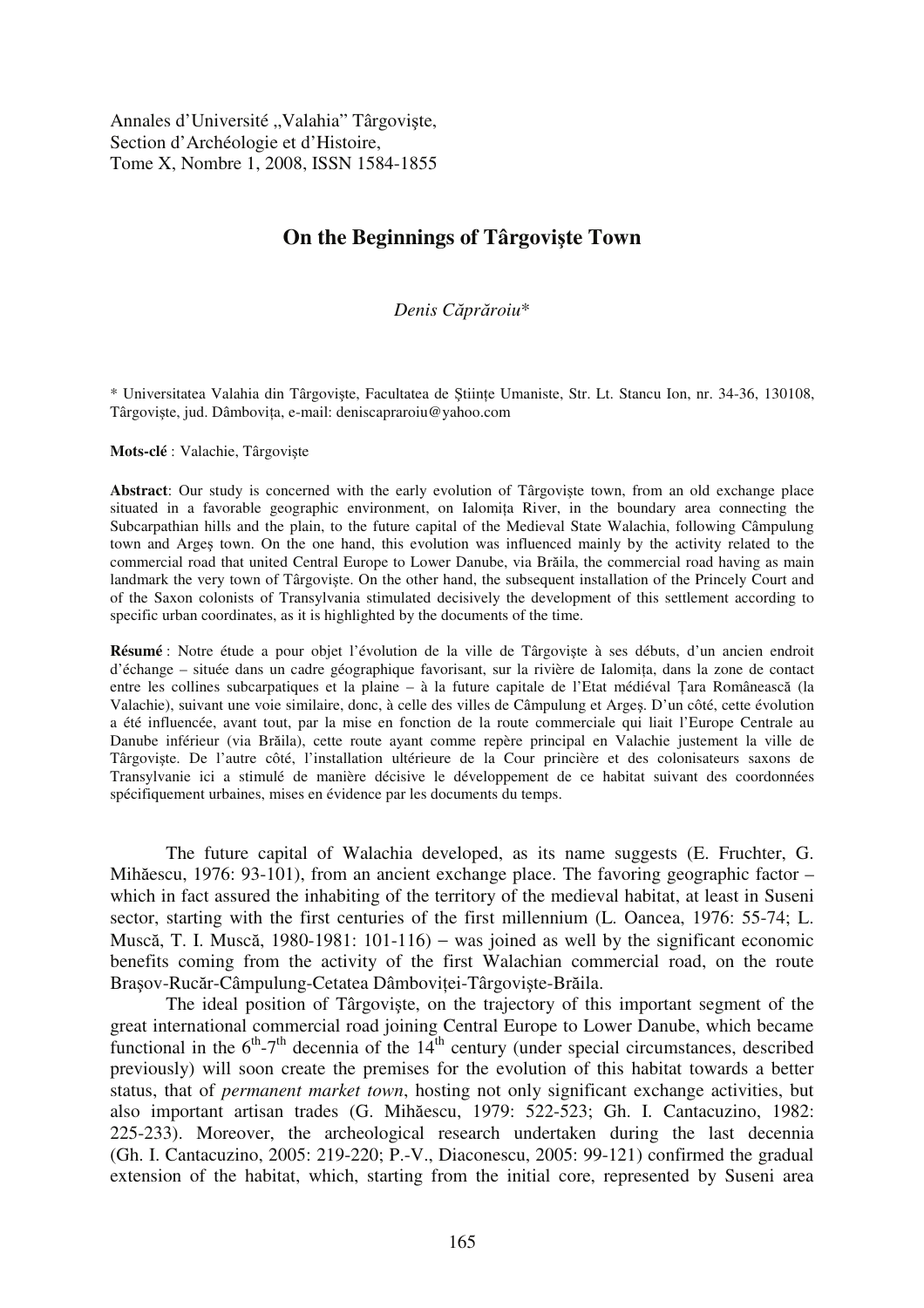Annales d'Université „Valahia" Târgovişte,
Section d'Archéologie et d'Histoire,
Tome X, Nombre 1, 2008, ISSN 1584-1855

# On the Beginnings of Târgovişte Town

*Denis Căprăroiu**

\* Universitatea Valahia din Târgovişte, Facultatea de Ştiinţe Umaniste, Str. Lt. Stancu Ion, nr. 34-36, 130108, Târgovişte, jud. Dâmboviţa, e-mail: deniscapraroiu@yahoo.com

**Mots-clé** : Valachie, Târgovişte

**Abstract**: Our study is concerned with the early evolution of Târgovişte town, from an old exchange place situated in a favorable geographic environment, on Ialomiţa River, in the boundary area connecting the Subcarpathian hills and the plain, to the future capital of the Medieval State Walachia, following Câmpulung town and Argeş town. On the one hand, this evolution was influenced mainly by the activity related to the commercial road that united Central Europe to Lower Danube, via Brăila, the commercial road having as main landmark the very town of Târgovişte. On the other hand, the subsequent installation of the Princely Court and of the Saxon colonists of Transylvania stimulated decisively the development of this settlement according to specific urban coordinates, as it is highlighted by the documents of the time.

**Résumé** : Notre étude a pour objet l'évolution de la ville de Târgovişte à ses débuts, d'un ancien endroit d'échange – située dans un cadre géographique favorisant, sur la rivière de Ialomiţa, dans la zone de contact entre les collines subcarpatiques et la plaine – à la future capitale de l'Etat médiéval Ţara Românească (la Valachie), suivant une voie similaire, donc, à celle des villes de Câmpulung et Argeş. D'un côté, cette évolution a été influencée, avant tout, par la mise en fonction de la route commerciale qui liait l'Europe Centrale au Danube inférieur (via Brăila), cette route ayant comme repère principal en Valachie justement la ville de Târgovişte. De l'autre côté, l'installation ultérieure de la Cour princière et des colonisateurs saxons de Transylvanie ici a stimulé de manière décisive le développement de ce habitat suivant des coordonnées spécifiquement urbaines, mises en évidence par les documents du temps.

The future capital of Walachia developed, as its name suggests (E. Fruchter, G. Mihăescu, 1976: 93-101), from an ancient exchange place. The favoring geographic factor – which in fact assured the inhabiting of the territory of the medieval habitat, at least in Suseni sector, starting with the first centuries of the first millennium (L. Oancea, 1976: 55-74; L. Muscă, T. I. Muscă, 1980-1981: 101-116) – was joined as well by the significant economic benefits coming from the activity of the first Walachian commercial road, on the route Braşov-Rucăr-Câmpulung-Cetatea Dâmboviţei-Târgovişte-Brăila.

The ideal position of Târgovişte, on the trajectory of this important segment of the great international commercial road joining Central Europe to Lower Danube, which became functional in the 6th-7th decennia of the 14th century (under special circumstances, described previously) will soon create the premises for the evolution of this habitat towards a better status, that of *permanent market town*, hosting not only significant exchange activities, but also important artisan trades (G. Mihăescu, 1979: 522-523; Gh. I. Cantacuzino, 1982: 225-233). Moreover, the archeological research undertaken during the last decennia (Gh. I. Cantacuzino, 2005: 219-220; P.-V., Diaconescu, 2005: 99-121) confirmed the gradual extension of the habitat, which, starting from the initial core, represented by Suseni area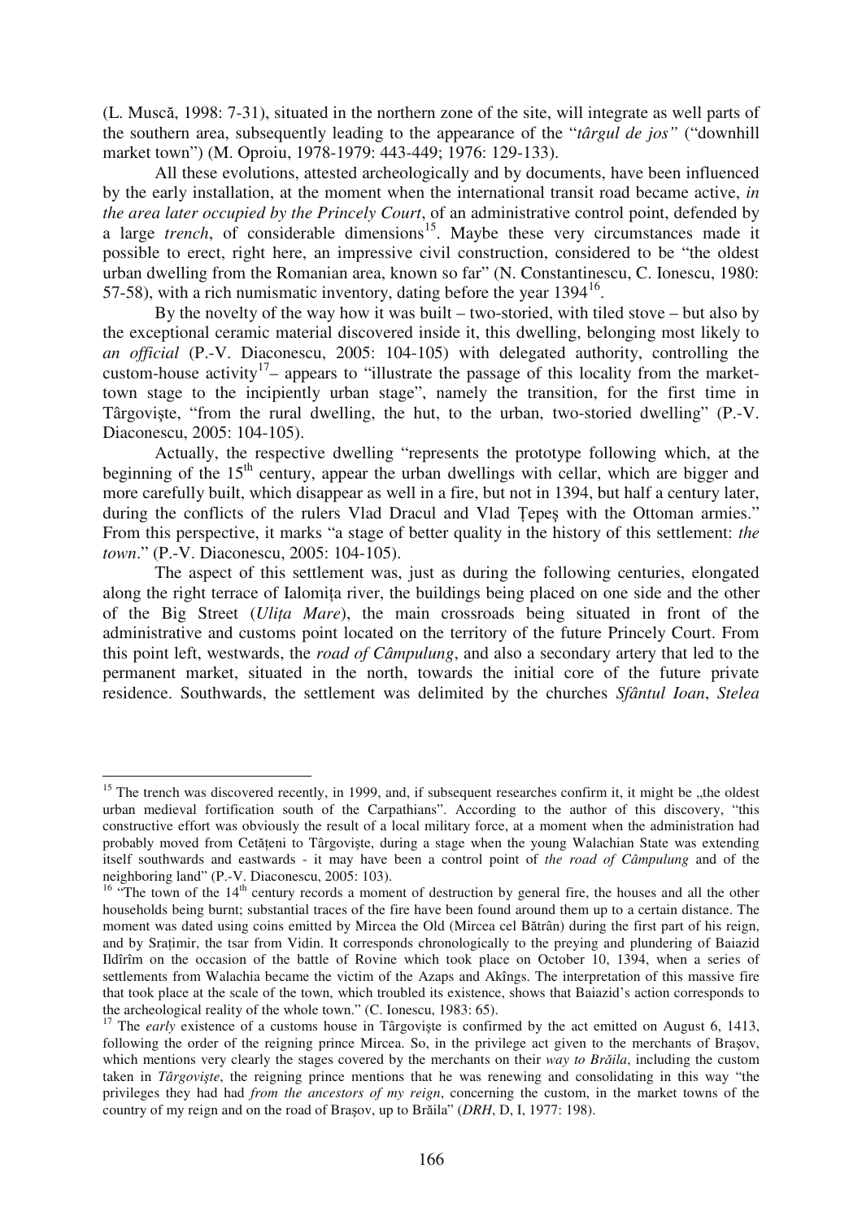(L. Muscă, 1998: 7-31), situated in the northern zone of the site, will integrate as well parts of the southern area, subsequently leading to the appearance of the "*târgul de jos"* ("downhill market town") (M. Oproiu, 1978-1979: 443-449; 1976: 129-133).

All these evolutions, attested archeologically and by documents, have been influenced by the early installation, at the moment when the international transit road became active, *in the area later occupied by the Princely Court*, of an administrative control point, defended by a large *trench*, of considerable dimensions[15]. Maybe these very circumstances made it possible to erect, right here, an impressive civil construction, considered to be "the oldest urban dwelling from the Romanian area, known so far" (N. Constantinescu, C. Ionescu, 1980: 57-58), with a rich numismatic inventory, dating before the year 1394[16].

By the novelty of the way how it was built – two-storied, with tiled stove – but also by the exceptional ceramic material discovered inside it, this dwelling, belonging most likely to *an official* (P.-V. Diaconescu, 2005: 104-105) with delegated authority, controlling the custom-house activity[17]– appears to "illustrate the passage of this locality from the market-town stage to the incipiently urban stage", namely the transition, for the first time in Târgovişte, "from the rural dwelling, the hut, to the urban, two-storied dwelling" (P.-V. Diaconescu, 2005: 104-105).

Actually, the respective dwelling "represents the prototype following which, at the beginning of the 15th century, appear the urban dwellings with cellar, which are bigger and more carefully built, which disappear as well in a fire, but not in 1394, but half a century later, during the conflicts of the rulers Vlad Dracul and Vlad Ţepeş with the Ottoman armies." From this perspective, it marks "a stage of better quality in the history of this settlement: *the town*." (P.-V. Diaconescu, 2005: 104-105).

The aspect of this settlement was, just as during the following centuries, elongated along the right terrace of Ialomiţa river, the buildings being placed on one side and the other of the Big Street (*Uliţa Mare*), the main crossroads being situated in front of the administrative and customs point located on the territory of the future Princely Court. From this point left, westwards, the *road of Câmpulung*, and also a secondary artery that led to the permanent market, situated in the north, towards the initial core of the future private residence. Southwards, the settlement was delimited by the churches *Sfântul Ioan*, *Stelea*

---

[15] The trench was discovered recently, in 1999, and, if subsequent researches confirm it, it might be „the oldest urban medieval fortification south of the Carpathians". According to the author of this discovery, "this constructive effort was obviously the result of a local military force, at a moment when the administration had probably moved from Cetăţeni to Târgovişte, during a stage when the young Walachian State was extending itself southwards and eastwards - it may have been a control point of *the road of Câmpulung* and of the neighboring land" (P.-V. Diaconescu, 2005: 103).

[16] "The town of the 14th century records a moment of destruction by general fire, the houses and all the other households being burnt; substantial traces of the fire have been found around them up to a certain distance. The moment was dated using coins emitted by Mircea the Old (Mircea cel Bătrân) during the first part of his reign, and by Sraţimir, the tsar from Vidin. It corresponds chronologically to the preying and plundering of Baiazid Ildîrîm on the occasion of the battle of Rovine which took place on October 10, 1394, when a series of settlements from Walachia became the victim of the Azaps and Akîngs. The interpretation of this massive fire that took place at the scale of the town, which troubled its existence, shows that Baiazid's action corresponds to the archeological reality of the whole town." (C. Ionescu, 1983: 65).

[17] The *early* existence of a customs house in Târgovişte is confirmed by the act emitted on August 6, 1413, following the order of the reigning prince Mircea. So, in the privilege act given to the merchants of Braşov, which mentions very clearly the stages covered by the merchants on their *way to Brăila*, including the custom taken in *Târgovişte*, the reigning prince mentions that he was renewing and consolidating in this way "the privileges they had had *from the ancestors of my reign*, concerning the custom, in the market towns of the country of my reign and on the road of Braşov, up to Brăila" (*DRH*, D, I, 1977: 198).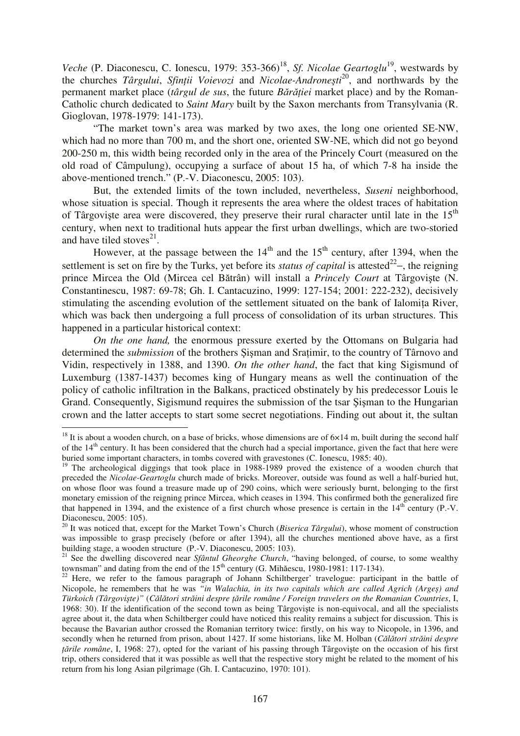*Veche* (P. Diaconescu, C. Ionescu, 1979: 353-366)[18], *Sf. Nicolae Geartoglu*[19], westwards by the churches *Târgului*, *Sfinții Voievozi* and *Nicolae-Andronești*[20], and northwards by the permanent market place (*târgul de sus*, the future *Bărăției* market place) and by the Roman-Catholic church dedicated to *Saint Mary* built by the Saxon merchants from Transylvania (R. Gioglovan, 1978-1979: 141-173).

"The market town's area was marked by two axes, the long one oriented SE-NW, which had no more than 700 m, and the short one, oriented SW-NE, which did not go beyond 200-250 m, this width being recorded only in the area of the Princely Court (measured on the old road of Câmpulung), occupying a surface of about 15 ha, of which 7-8 ha inside the above-mentioned trench." (P.-V. Diaconescu, 2005: 103).

But, the extended limits of the town included, nevertheless, *Suseni* neighborhood, whose situation is special. Though it represents the area where the oldest traces of habitation of Târgoviște area were discovered, they preserve their rural character until late in the 15th century, when next to traditional huts appear the first urban dwellings, which are two-storied and have tiled stoves[21].

However, at the passage between the 14th and the 15th century, after 1394, when the settlement is set on fire by the Turks, yet before its *status of capital* is attested[22]–, the reigning prince Mircea the Old (Mircea cel Bătrân) will install a *Princely Court* at Târgoviște (N. Constantinescu, 1987: 69-78; Gh. I. Cantacuzino, 1999: 127-154; 2001: 222-232), decisively stimulating the ascending evolution of the settlement situated on the bank of Ialomița River, which was back then undergoing a full process of consolidation of its urban structures. This happened in a particular historical context:

*On the one hand,* the enormous pressure exerted by the Ottomans on Bulgaria had determined the *submission* of the brothers Șișman and Srațimir, to the country of Târnovo and Vidin, respectively in 1388, and 1390. *On the other hand*, the fact that king Sigismund of Luxemburg (1387-1437) becomes king of Hungary means as well the continuation of the policy of catholic infiltration in the Balkans, practiced obstinately by his predecessor Louis le Grand. Consequently, Sigismund requires the submission of the tsar Șișman to the Hungarian crown and the latter accepts to start some secret negotiations. Finding out about it, the sultan

---

[18] It is about a wooden church, on a base of bricks, whose dimensions are of 6×14 m, built during the second half of the 14th century. It has been considered that the church had a special importance, given the fact that here were buried some important characters, in tombs covered with gravestones (C. Ionescu, 1985: 40).

[19] The archeological diggings that took place in 1988-1989 proved the existence of a wooden church that preceded the *Nicolae-Geartoglu* church made of bricks. Moreover, outside was found as well a half-buried hut, on whose floor was found a treasure made up of 290 coins, which were seriously burnt, belonging to the first monetary emission of the reigning prince Mircea, which ceases in 1394. This confirmed both the generalized fire that happened in 1394, and the existence of a first church whose presence is certain in the 14th century (P.-V. Diaconescu, 2005: 105).

[20] It was noticed that, except for the Market Town's Church (*Biserica Târgului*), whose moment of construction was impossible to grasp precisely (before or after 1394), all the churches mentioned above have, as a first building stage, a wooden structure (P.-V. Diaconescu, 2005: 103).

[21] See the dwelling discovered near *Sfântul Gheorghe Church*, "having belonged, of course, to some wealthy townsman" and dating from the end of the 15th century (G. Mihăescu, 1980-1981: 117-134).

[22] Here, we refer to the famous paragraph of Johann Schiltberger' travelogue: participant in the battle of Nicopole, he remembers that he was *"in Walachia, in its two capitals which are called Agrich (Argeș) and Türkoich (Târgoviște)"* (*Călători străini despre țările române / Foreign travelers on the Romanian Countries*, I, 1968: 30). If the identification of the second town as being Târgoviște is non-equivocal, and all the specialists agree about it, the data when Schiltberger could have noticed this reality remains a subject for discussion. This is because the Bavarian author crossed the Romanian territory twice: firstly, on his way to Nicopole, in 1396, and secondly when he returned from prison, about 1427. If some historians, like M. Holban (*Călători străini despre țările române*, I, 1968: 27), opted for the variant of his passing through Târgoviște on the occasion of his first trip, others considered that it was possible as well that the respective story might be related to the moment of his return from his long Asian pilgrimage (Gh. I. Cantacuzino, 1970: 101).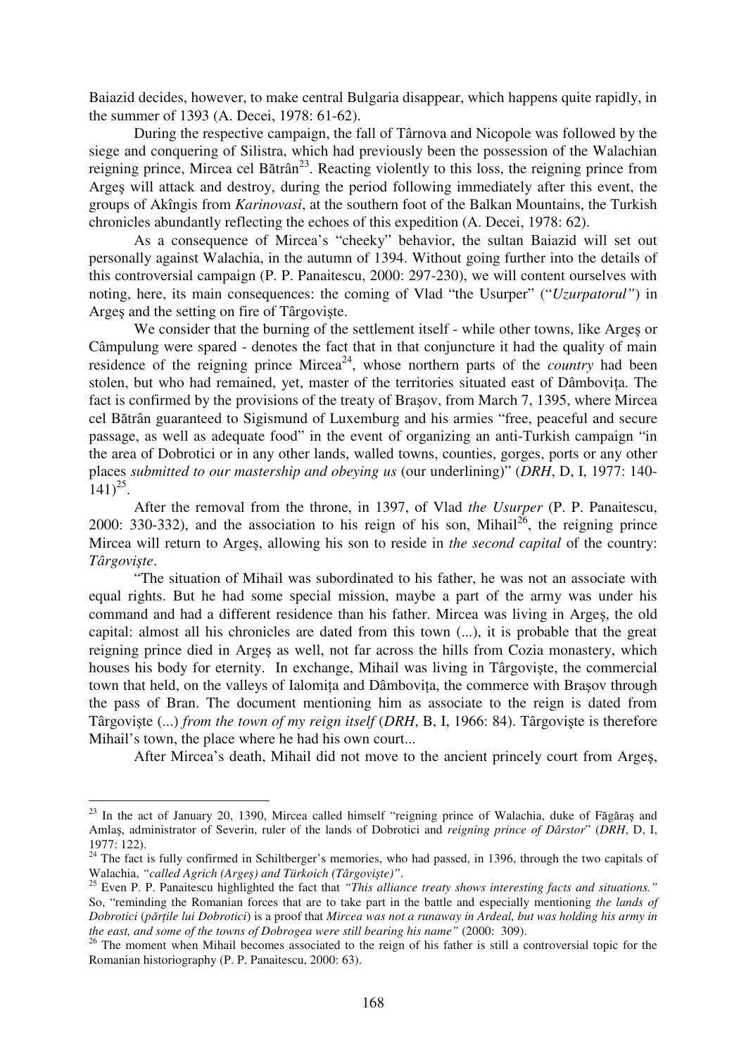Baiazid decides, however, to make central Bulgaria disappear, which happens quite rapidly, in the summer of 1393 (A. Decei, 1978: 61-62).

During the respective campaign, the fall of Târnova and Nicopole was followed by the siege and conquering of Silistra, which had previously been the possession of the Walachian reigning prince, Mircea cel Bătrân[23]. Reacting violently to this loss, the reigning prince from Argeş will attack and destroy, during the period following immediately after this event, the groups of Akîngis from *Karinovasi*, at the southern foot of the Balkan Mountains, the Turkish chronicles abundantly reflecting the echoes of this expedition (A. Decei, 1978: 62).

As a consequence of Mircea's "cheeky" behavior, the sultan Baiazid will set out personally against Walachia, in the autumn of 1394. Without going further into the details of this controversial campaign (P. P. Panaitescu, 2000: 297-230), we will content ourselves with noting, here, its main consequences: the coming of Vlad "the Usurper" ("*Uzurpatorul"*) in Argeş and the setting on fire of Târgovişte.

We consider that the burning of the settlement itself - while other towns, like Argeş or Câmpulung were spared - denotes the fact that in that conjuncture it had the quality of main residence of the reigning prince Mircea[24], whose northern parts of the *country* had been stolen, but who had remained, yet, master of the territories situated east of Dâmboviţa. The fact is confirmed by the provisions of the treaty of Braşov, from March 7, 1395, where Mircea cel Bătrân guaranteed to Sigismund of Luxemburg and his armies "free, peaceful and secure passage, as well as adequate food" in the event of organizing an anti-Turkish campaign "in the area of Dobrotici or in any other lands, walled towns, counties, gorges, ports or any other places *submitted to our mastership and obeying us* (our underlining)" (*DRH*, D, I, 1977: 140-141)[25].

After the removal from the throne, in 1397, of Vlad *the Usurper* (P. P. Panaitescu, 2000: 330-332), and the association to his reign of his son, Mihail[26], the reigning prince Mircea will return to Argeş, allowing his son to reside in *the second capital* of the country: *Târgovişte*.

"The situation of Mihail was subordinated to his father, he was not an associate with equal rights. But he had some special mission, maybe a part of the army was under his command and had a different residence than his father. Mircea was living in Argeş, the old capital: almost all his chronicles are dated from this town (...), it is probable that the great reigning prince died in Argeş as well, not far across the hills from Cozia monastery, which houses his body for eternity. In exchange, Mihail was living in Târgovişte, the commercial town that held, on the valleys of Ialomiţa and Dâmboviţa, the commerce with Braşov through the pass of Bran. The document mentioning him as associate to the reign is dated from Târgovişte (...) *from the town of my reign itself* (*DRH*, B, I, 1966: 84). Târgovişte is therefore Mihail's town, the place where he had his own court...

After Mircea's death, Mihail did not move to the ancient princely court from Argeş,

---

[23] In the act of January 20, 1390, Mircea called himself "reigning prince of Walachia, duke of Făgăraş and Amlaş, administrator of Severin, ruler of the lands of Dobrotici and *reigning prince of Dârstor*" (*DRH*, D, I, 1977: 122).

[24] The fact is fully confirmed in Schiltberger's memories, who had passed, in 1396, through the two capitals of Walachia, *"called Agrich (Argeş) and Türkoich (Târgovişte)"*.

[25] Even P. P. Panaitescu highlighted the fact that *"This alliance treaty shows interesting facts and situations."* So, "reminding the Romanian forces that are to take part in the battle and especially mentioning *the lands of Dobrotici* (*părţile lui Dobrotici*) is a proof that *Mircea was not a runaway in Ardeal, but was holding his army in the east, and some of the towns of Dobrogea were still bearing his name"* (2000: 309).

[26] The moment when Mihail becomes associated to the reign of his father is still a controversial topic for the Romanian historiography (P. P. Panaitescu, 2000: 63).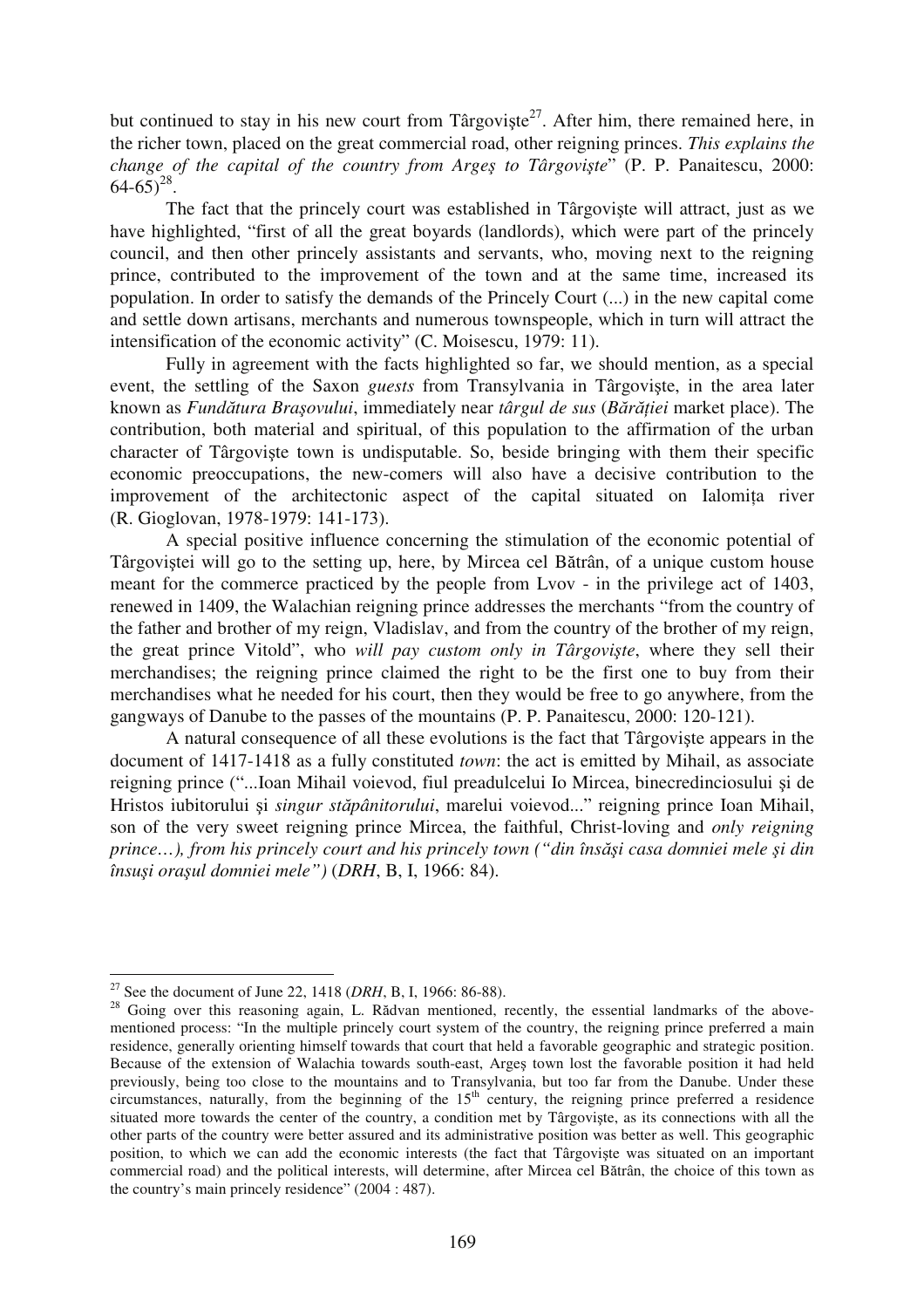but continued to stay in his new court from Târgovişte[27]. After him, there remained here, in the richer town, placed on the great commercial road, other reigning princes. *This explains the change of the capital of the country from Argeş to Târgovişte*" (P. P. Panaitescu, 2000: 64-65)[28].

The fact that the princely court was established in Târgovişte will attract, just as we have highlighted, "first of all the great boyards (landlords), which were part of the princely council, and then other princely assistants and servants, who, moving next to the reigning prince, contributed to the improvement of the town and at the same time, increased its population. In order to satisfy the demands of the Princely Court (...) in the new capital come and settle down artisans, merchants and numerous townspeople, which in turn will attract the intensification of the economic activity" (C. Moisescu, 1979: 11).

Fully in agreement with the facts highlighted so far, we should mention, as a special event, the settling of the Saxon *guests* from Transylvania in Târgovişte, in the area later known as *Fundătura Braşovului*, immediately near *târgul de sus* (*Bărăţiei* market place). The contribution, both material and spiritual, of this population to the affirmation of the urban character of Târgovişte town is undisputable. So, beside bringing with them their specific economic preoccupations, the new-comers will also have a decisive contribution to the improvement of the architectonic aspect of the capital situated on Ialomiţa river (R. Gioglovan, 1978-1979: 141-173).

A special positive influence concerning the stimulation of the economic potential of Târgoviştei will go to the setting up, here, by Mircea cel Bătrân, of a unique custom house meant for the commerce practiced by the people from Lvov - in the privilege act of 1403, renewed in 1409, the Walachian reigning prince addresses the merchants "from the country of the father and brother of my reign, Vladislav, and from the country of the brother of my reign, the great prince Vitold", who *will pay custom only in Târgovişte*, where they sell their merchandises; the reigning prince claimed the right to be the first one to buy from their merchandises what he needed for his court, then they would be free to go anywhere, from the gangways of Danube to the passes of the mountains (P. P. Panaitescu, 2000: 120-121).

A natural consequence of all these evolutions is the fact that Târgovişte appears in the document of 1417-1418 as a fully constituted *town*: the act is emitted by Mihail, as associate reigning prince ("...Ioan Mihail voievod, fiul preadulcelui Io Mircea, binecredinciosului şi de Hristos iubitorului şi *singur stăpânitorului*, marelui voievod..." reigning prince Ioan Mihail, son of the very sweet reigning prince Mircea, the faithful, Christ-loving and *only reigning prince…), from his princely court and his princely town ("din însăşi casa domniei mele şi din însuşi oraşul domniei mele")* (*DRH*, B, I, 1966: 84).

---

[27] See the document of June 22, 1418 (*DRH*, B, I, 1966: 86-88).

[28] Going over this reasoning again, L. Rădvan mentioned, recently, the essential landmarks of the above-mentioned process: "In the multiple princely court system of the country, the reigning prince preferred a main residence, generally orienting himself towards that court that held a favorable geographic and strategic position. Because of the extension of Walachia towards south-east, Argeş town lost the favorable position it had held previously, being too close to the mountains and to Transylvania, but too far from the Danube. Under these circumstances, naturally, from the beginning of the 15th century, the reigning prince preferred a residence situated more towards the center of the country, a condition met by Târgovişte, as its connections with all the other parts of the country were better assured and its administrative position was better as well. This geographic position, to which we can add the economic interests (the fact that Târgovişte was situated on an important commercial road) and the political interests, will determine, after Mircea cel Bătrân, the choice of this town as the country's main princely residence" (2004 : 487).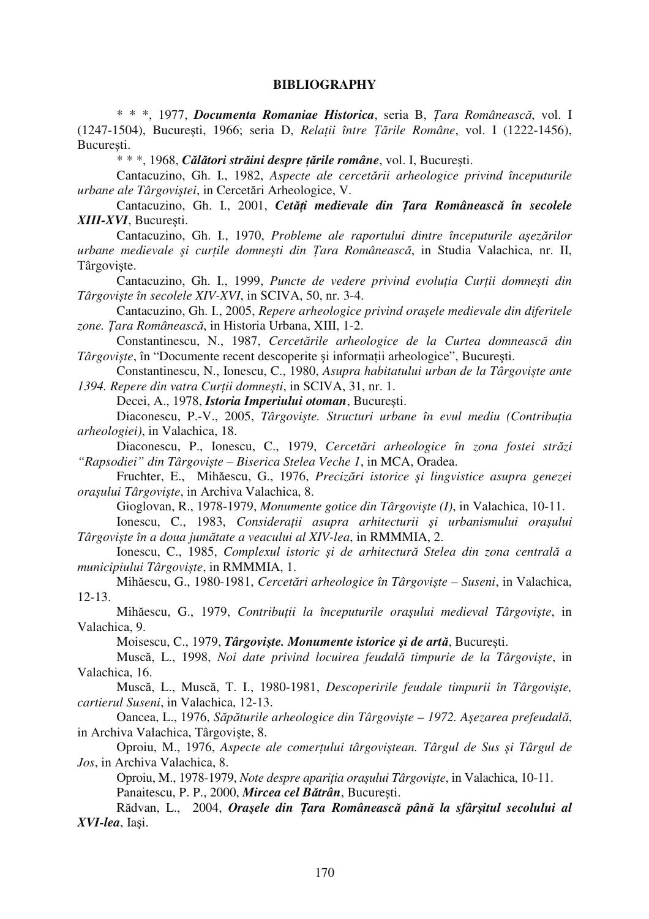**BIBLIOGRAPHY**

* * *, 1977, ***Documenta Romaniae Historica***, seria B, *Țara Românească*, vol. I (1247-1504), București, 1966; seria D, *Relații între Țările Române*, vol. I (1222-1456), București.

* * *, 1968, ***Călători străini despre țările române***, vol. I, București.

Cantacuzino, Gh. I., 1982, *Aspecte ale cercetării arheologice privind începuturile urbane ale Târgoviștei*, in Cercetări Arheologice, V.

Cantacuzino, Gh. I., 2001, ***Cetăți medievale din Țara Românească în secolele XIII-XVI***, București.

Cantacuzino, Gh. I., 1970, *Probleme ale raportului dintre începuturile așezărilor urbane medievale și curțile domnești din Țara Românească*, in Studia Valachica, nr. II, Târgoviște.

Cantacuzino, Gh. I., 1999, *Puncte de vedere privind evoluția Curții domnești din Târgoviște în secolele XIV-XVI*, in SCIVA, 50, nr. 3-4.

Cantacuzino, Gh. I., 2005, *Repere arheologice privind orașele medievale din diferitele zone. Țara Românească*, in Historia Urbana, XIII, 1-2.

Constantinescu, N., 1987, *Cercetările arheologice de la Curtea domnească din Târgoviște*, în "Documente recent descoperite și informații arheologice", București.

Constantinescu, N., Ionescu, C., 1980, *Asupra habitatului urban de la Târgoviște ante 1394. Repere din vatra Curții domnești*, in SCIVA, 31, nr. 1.

Decei, A., 1978, ***Istoria Imperiului otoman***, București.

Diaconescu, P.-V., 2005, *Târgoviște. Structuri urbane în evul mediu (Contribuția arheologiei)*, in Valachica, 18.

Diaconescu, P., Ionescu, C., 1979, *Cercetări arheologice în zona fostei străzi "Rapsodiei" din Târgoviște – Biserica Stelea Veche 1*, in MCA, Oradea.

Fruchter, E., Mihăescu, G., 1976, *Precizări istorice și lingvistice asupra genezei orașului Târgoviște*, in Archiva Valachica, 8.

Gioglovan, R., 1978-1979, *Monumente gotice din Târgoviște (I)*, in Valachica, 10-11.

Ionescu, C., 1983, *Considerații asupra arhitecturii și urbanismului orașului Târgoviște în a doua jumătate a veacului al XIV-lea*, in RMMMIA, 2.

Ionescu, C., 1985, *Complexul istoric și de arhitectură Stelea din zona centrală a municipiului Târgoviște*, in RMMMIA, 1.

Mihăescu, G., 1980-1981, *Cercetări arheologice în Târgoviște – Suseni*, in Valachica, 12-13.

Mihăescu, G., 1979, *Contribuții la începuturile orașului medieval Târgoviște*, in Valachica, 9.

Moisescu, C., 1979, ***Târgoviște. Monumente istorice și de artă***, București.

Muscă, L., 1998, *Noi date privind locuirea feudală timpurie de la Târgoviște*, in Valachica, 16.

Muscă, L., Muscă, T. I., 1980-1981, *Descoperirile feudale timpurii în Târgoviște, cartierul Suseni*, in Valachica, 12-13.

Oancea, L., 1976, *Săpăturile arheologice din Târgoviște – 1972. Așezarea prefeudală*, in Archiva Valachica, Târgoviște, 8.

Oproiu, M., 1976, *Aspecte ale comerțului târgoviștean. Târgul de Sus și Târgul de Jos*, in Archiva Valachica, 8.

Oproiu, M., 1978-1979, *Note despre apariția orașului Târgoviște*, in Valachica, 10-11.

Panaitescu, P. P., 2000, ***Mircea cel Bătrân***, București.

Rădvan, L., 2004, ***Orașele din Țara Românească până la sfârșitul secolului al XVI-lea***, Iași.